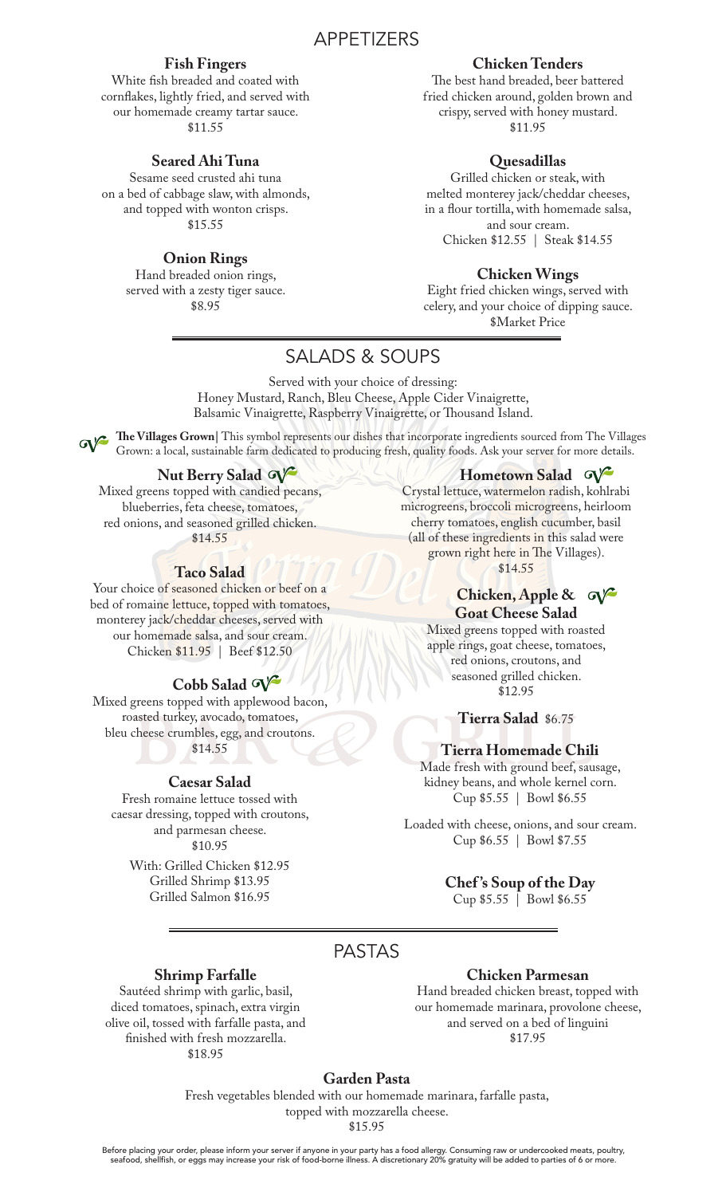# APPETIZERS

### Fish Fingers

White fish breaded and coated with cornflakes, lightly fried, and served with our homemade creamy tartar sauce.
$11.55

### Seared Ahi Tuna

Sesame seed crusted ahi tuna on a bed of cabbage slaw, with almonds, and topped with wonton crisps.
$15.55

### Onion Rings

Hand breaded onion rings, served with a zesty tiger sauce.
$8.95

### Chicken Tenders

The best hand breaded, beer battered fried chicken around, golden brown and crispy, served with honey mustard.
$11.95

### Quesadillas

Grilled chicken or steak, with melted monterey jack/cheddar cheeses, in a flour tortilla, with homemade salsa, and sour cream.
Chicken $12.55 | Steak $14.55

### Chicken Wings

Eight fried chicken wings, served with celery, and your choice of dipping sauce.
$Market Price

# SALADS & SOUPS

Served with your choice of dressing:
Honey Mustard, Ranch, Bleu Cheese, Apple Cider Vinaigrette, Balsamic Vinaigrette, Raspberry Vinaigrette, or Thousand Island.

**The Villages Grown|** This symbol represents our dishes that incorporate ingredients sourced from The Villages Grown: a local, sustainable farm dedicated to producing fresh, quality foods. Ask your server for more details.

### Nut Berry Salad

Mixed greens topped with candied pecans, blueberries, feta cheese, tomatoes, red onions, and seasoned grilled chicken.
$14.55

### Taco Salad

Your choice of seasoned chicken or beef on a bed of romaine lettuce, topped with tomatoes, monterey jack/cheddar cheeses, served with our homemade salsa, and sour cream.
Chicken $11.95 | Beef $12.50

### Cobb Salad

Mixed greens topped with applewood bacon, roasted turkey, avocado, tomatoes, bleu cheese crumbles, egg, and croutons.
$14.55

### Caesar Salad

Fresh romaine lettuce tossed with caesar dressing, topped with croutons, and parmesan cheese.
$10.95

With: Grilled Chicken $12.95
Grilled Shrimp $13.95
Grilled Salmon $16.95

### Hometown Salad

Crystal lettuce, watermelon radish, kohlrabi microgreens, broccoli microgreens, heirloom cherry tomatoes, english cucumber, basil (all of these ingredients in this salad were grown right here in The Villages).
$14.55

### Chicken, Apple & Goat Cheese Salad

Mixed greens topped with roasted apple rings, goat cheese, tomatoes, red onions, croutons, and seasoned grilled chicken.
$12.95

### Tierra Salad $6.75

### Tierra Homemade Chili

Made fresh with ground beef, sausage, kidney beans, and whole kernel corn.
Cup $5.55 | Bowl $6.55

Loaded with cheese, onions, and sour cream.
Cup $6.55 | Bowl $7.55

### Chef's Soup of the Day

Cup $5.55 | Bowl $6.55

# PASTAS

### Shrimp Farfalle

Sautéed shrimp with garlic, basil, diced tomatoes, spinach, extra virgin olive oil, tossed with farfalle pasta, and finished with fresh mozzarella.
$18.95

### Chicken Parmesan

Hand breaded chicken breast, topped with our homemade marinara, provolone cheese, and served on a bed of linguini
$17.95

### Garden Pasta

Fresh vegetables blended with our homemade marinara, farfalle pasta, topped with mozzarella cheese.
$15.95

Before placing your order, please inform your server if anyone in your party has a food allergy. Consuming raw or undercooked meats, poultry, seafood, shellfish, or eggs may increase your risk of food-borne illness. A discretionary 20% gratuity will be added to parties of 6 or more.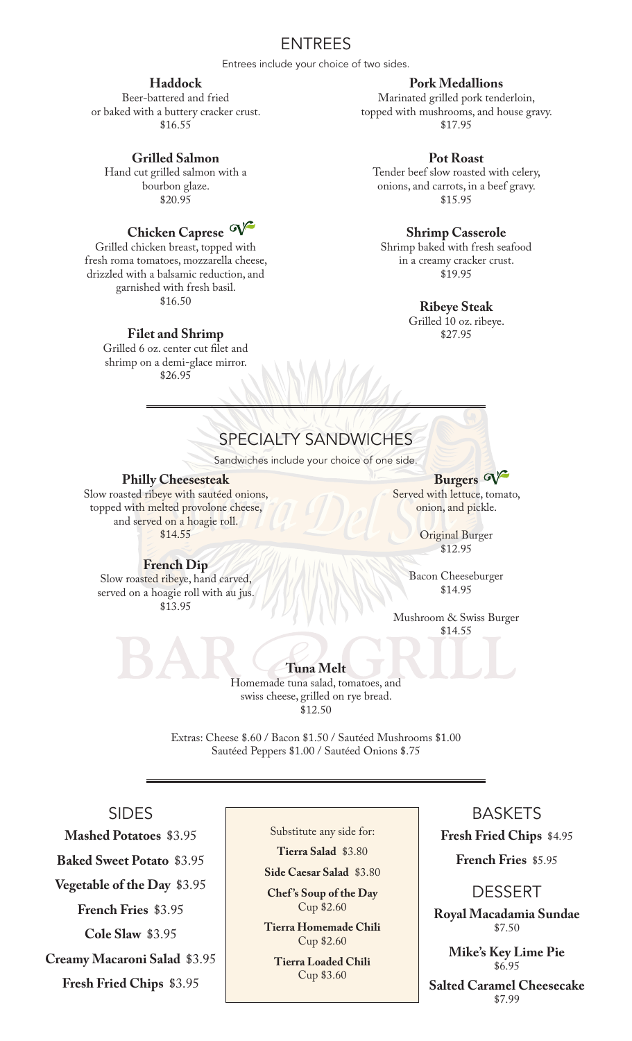# ENTREES

Entrees include your choice of two sides.

**Haddock**
Beer-battered and fried or baked with a buttery cracker crust.
$16.55

**Grilled Salmon**
Hand cut grilled salmon with a bourbon glaze.
$20.95

**Chicken Caprese**
Grilled chicken breast, topped with fresh roma tomatoes, mozzarella cheese, drizzled with a balsamic reduction, and garnished with fresh basil.
$16.50

**Filet and Shrimp**
Grilled 6 oz. center cut filet and shrimp on a demi-glace mirror.
$26.95

**Pork Medallions**
Marinated grilled pork tenderloin, topped with mushrooms, and house gravy.
$17.95

**Pot Roast**
Tender beef slow roasted with celery, onions, and carrots, in a beef gravy.
$15.95

**Shrimp Casserole**
Shrimp baked with fresh seafood in a creamy cracker crust.
$19.95

**Ribeye Steak**
Grilled 10 oz. ribeye.
$27.95

# SPECIALTY SANDWICHES

Sandwiches include your choice of one side.

**Philly Cheesesteak**
Slow roasted ribeye with sautéed onions, topped with melted provolone cheese, and served on a hoagie roll.
$14.55

**French Dip**
Slow roasted ribeye, hand carved, served on a hoagie roll with au jus.
$13.95

**Burgers**
Served with lettuce, tomato, onion, and pickle.

Original Burger
$12.95

Bacon Cheeseburger
$14.95

Mushroom & Swiss Burger
$14.55

**Tuna Melt**
Homemade tuna salad, tomatoes, and swiss cheese, grilled on rye bread.
$12.50

Extras: Cheese $.60 / Bacon $1.50 / Sautéed Mushrooms $1.00
Sautéed Peppers $1.00 / Sautéed Onions $.75

# SIDES

**Mashed Potatoes** $3.95

**Baked Sweet Potato** $3.95

**Vegetable of the Day** $3.95

**French Fries** $3.95

**Cole Slaw** $3.95

**Creamy Macaroni Salad** $3.95

**Fresh Fried Chips** $3.95

Substitute any side for:

**Tierra Salad** $3.80

**Side Caesar Salad** $3.80

**Chef's Soup of the Day**
Cup $2.60

**Tierra Homemade Chili**
Cup $2.60

**Tierra Loaded Chili**
Cup $3.60

# BASKETS

**Fresh Fried Chips** $4.95

**French Fries** $5.95

# DESSERT

**Royal Macadamia Sundae**
$7.50

**Mike's Key Lime Pie**
$6.95

**Salted Caramel Cheesecake**
$7.99